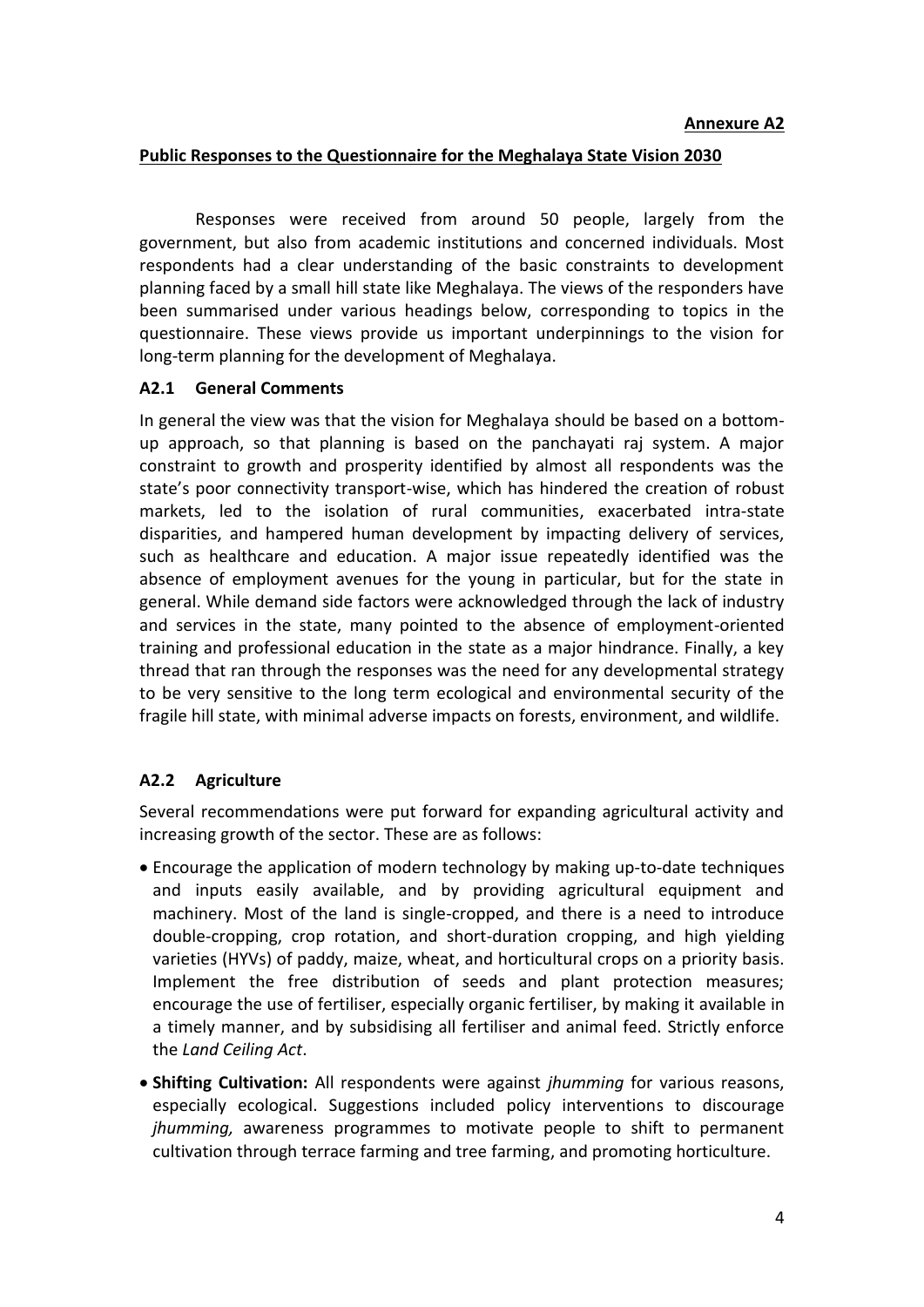**Annexure A2**

## Public Responses to the Questionnaire for the Meghalaya State Vision 2030

Responses were received from around 50 people, largely from the government, but also from academic institutions and concerned individuals. Most respondents had a clear understanding of the basic constraints to development planning faced by a small hill state like Meghalaya. The views of the responders have been summarised under various headings below, corresponding to topics in the questionnaire. These views provide us important underpinnings to the vision for long-term planning for the development of Meghalaya.

### A2.1 General Comments

In general the view was that the vision for Meghalaya should be based on a bottom-up approach, so that planning is based on the panchayati raj system. A major constraint to growth and prosperity identified by almost all respondents was the state's poor connectivity transport-wise, which has hindered the creation of robust markets, led to the isolation of rural communities, exacerbated intra-state disparities, and hampered human development by impacting delivery of services, such as healthcare and education. A major issue repeatedly identified was the absence of employment avenues for the young in particular, but for the state in general. While demand side factors were acknowledged through the lack of industry and services in the state, many pointed to the absence of employment-oriented training and professional education in the state as a major hindrance. Finally, a key thread that ran through the responses was the need for any developmental strategy to be very sensitive to the long term ecological and environmental security of the fragile hill state, with minimal adverse impacts on forests, environment, and wildlife.

### A2.2 Agriculture

Several recommendations were put forward for expanding agricultural activity and increasing growth of the sector. These are as follows:

- Encourage the application of modern technology by making up-to-date techniques and inputs easily available, and by providing agricultural equipment and machinery. Most of the land is single-cropped, and there is a need to introduce double-cropping, crop rotation, and short-duration cropping, and high yielding varieties (HYVs) of paddy, maize, wheat, and horticultural crops on a priority basis. Implement the free distribution of seeds and plant protection measures; encourage the use of fertiliser, especially organic fertiliser, by making it available in a timely manner, and by subsidising all fertiliser and animal feed. Strictly enforce the *Land Ceiling Act*.
- **Shifting Cultivation:** All respondents were against *jhumming* for various reasons, especially ecological. Suggestions included policy interventions to discourage *jhumming,* awareness programmes to motivate people to shift to permanent cultivation through terrace farming and tree farming, and promoting horticulture.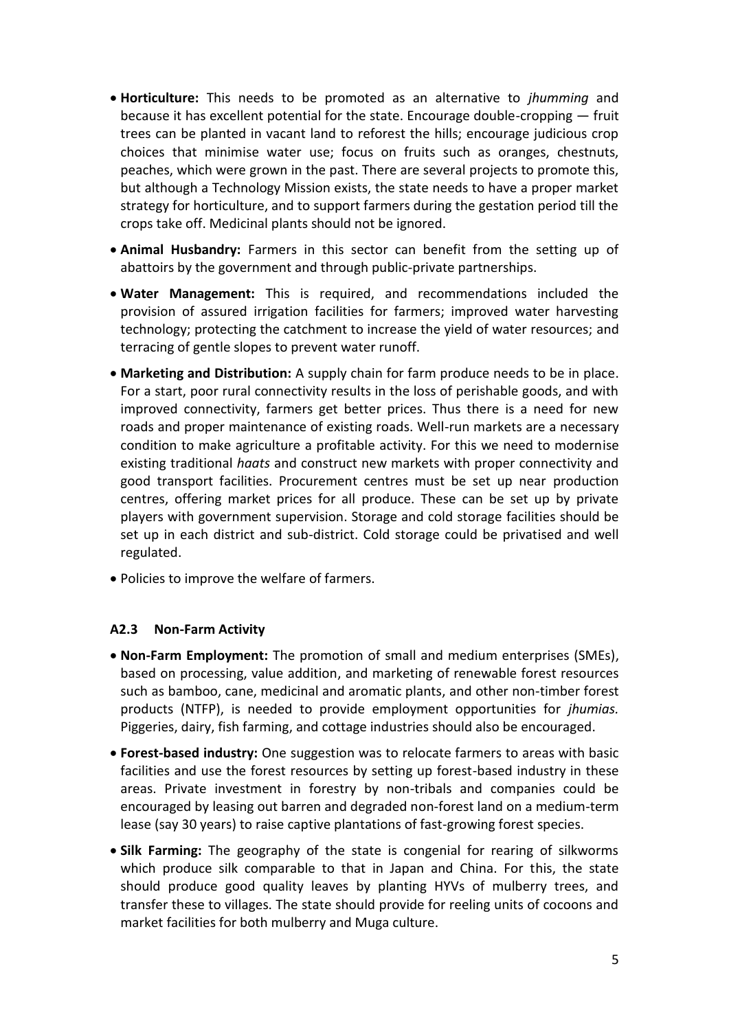- **Horticulture:** This needs to be promoted as an alternative to *jhumming* and because it has excellent potential for the state. Encourage double-cropping — fruit trees can be planted in vacant land to reforest the hills; encourage judicious crop choices that minimise water use; focus on fruits such as oranges, chestnuts, peaches, which were grown in the past. There are several projects to promote this, but although a Technology Mission exists, the state needs to have a proper market strategy for horticulture, and to support farmers during the gestation period till the crops take off. Medicinal plants should not be ignored.
- **Animal Husbandry:** Farmers in this sector can benefit from the setting up of abattoirs by the government and through public-private partnerships.
- **Water Management:** This is required, and recommendations included the provision of assured irrigation facilities for farmers; improved water harvesting technology; protecting the catchment to increase the yield of water resources; and terracing of gentle slopes to prevent water runoff.
- **Marketing and Distribution:** A supply chain for farm produce needs to be in place. For a start, poor rural connectivity results in the loss of perishable goods, and with improved connectivity, farmers get better prices. Thus there is a need for new roads and proper maintenance of existing roads. Well-run markets are a necessary condition to make agriculture a profitable activity. For this we need to modernise existing traditional *haats* and construct new markets with proper connectivity and good transport facilities. Procurement centres must be set up near production centres, offering market prices for all produce. These can be set up by private players with government supervision. Storage and cold storage facilities should be set up in each district and sub-district. Cold storage could be privatised and well regulated.
- Policies to improve the welfare of farmers.

### A2.3 Non-Farm Activity

- **Non-Farm Employment:** The promotion of small and medium enterprises (SMEs), based on processing, value addition, and marketing of renewable forest resources such as bamboo, cane, medicinal and aromatic plants, and other non-timber forest products (NTFP), is needed to provide employment opportunities for *jhumias.* Piggeries, dairy, fish farming, and cottage industries should also be encouraged.
- **Forest-based industry:** One suggestion was to relocate farmers to areas with basic facilities and use the forest resources by setting up forest-based industry in these areas. Private investment in forestry by non-tribals and companies could be encouraged by leasing out barren and degraded non-forest land on a medium-term lease (say 30 years) to raise captive plantations of fast-growing forest species.
- **Silk Farming:** The geography of the state is congenial for rearing of silkworms which produce silk comparable to that in Japan and China. For this, the state should produce good quality leaves by planting HYVs of mulberry trees, and transfer these to villages. The state should provide for reeling units of cocoons and market facilities for both mulberry and Muga culture.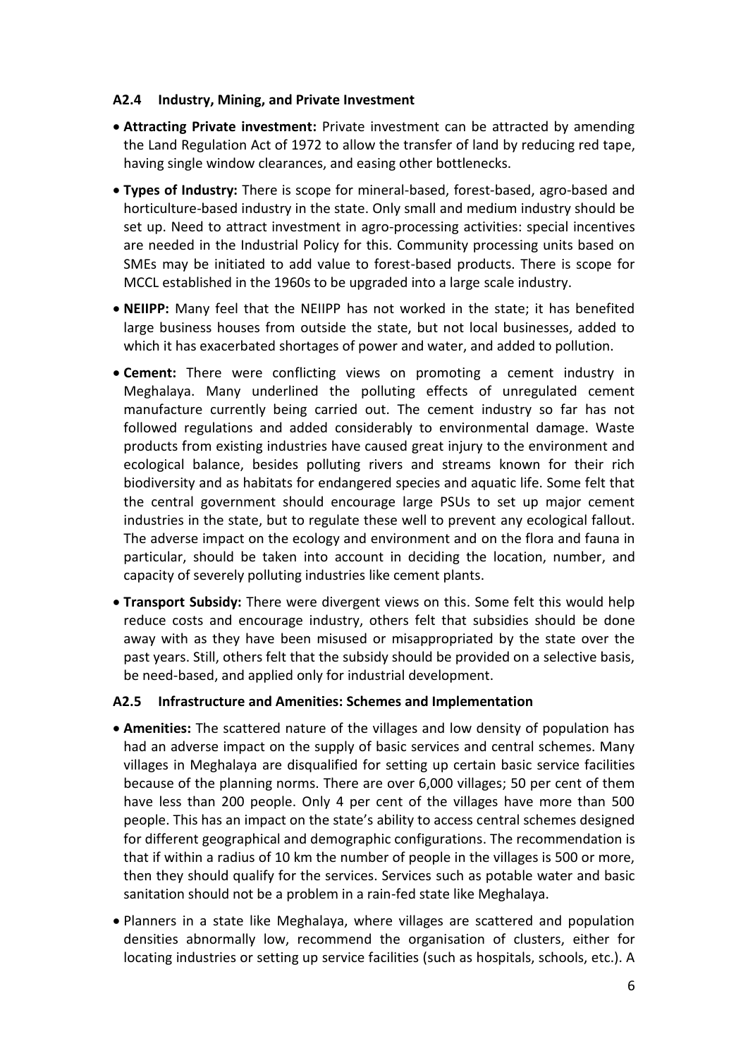### A2.4 Industry, Mining, and Private Investment

- **Attracting Private investment:** Private investment can be attracted by amending the Land Regulation Act of 1972 to allow the transfer of land by reducing red tape, having single window clearances, and easing other bottlenecks.
- **Types of Industry:** There is scope for mineral-based, forest-based, agro-based and horticulture-based industry in the state. Only small and medium industry should be set up. Need to attract investment in agro-processing activities: special incentives are needed in the Industrial Policy for this. Community processing units based on SMEs may be initiated to add value to forest-based products. There is scope for MCCL established in the 1960s to be upgraded into a large scale industry.
- **NEIIPP:** Many feel that the NEIIPP has not worked in the state; it has benefited large business houses from outside the state, but not local businesses, added to which it has exacerbated shortages of power and water, and added to pollution.
- **Cement:** There were conflicting views on promoting a cement industry in Meghalaya. Many underlined the polluting effects of unregulated cement manufacture currently being carried out. The cement industry so far has not followed regulations and added considerably to environmental damage. Waste products from existing industries have caused great injury to the environment and ecological balance, besides polluting rivers and streams known for their rich biodiversity and as habitats for endangered species and aquatic life. Some felt that the central government should encourage large PSUs to set up major cement industries in the state, but to regulate these well to prevent any ecological fallout. The adverse impact on the ecology and environment and on the flora and fauna in particular, should be taken into account in deciding the location, number, and capacity of severely polluting industries like cement plants.
- **Transport Subsidy:** There were divergent views on this. Some felt this would help reduce costs and encourage industry, others felt that subsidies should be done away with as they have been misused or misappropriated by the state over the past years. Still, others felt that the subsidy should be provided on a selective basis, be need-based, and applied only for industrial development.

### A2.5 Infrastructure and Amenities: Schemes and Implementation

- **Amenities:** The scattered nature of the villages and low density of population has had an adverse impact on the supply of basic services and central schemes. Many villages in Meghalaya are disqualified for setting up certain basic service facilities because of the planning norms. There are over 6,000 villages; 50 per cent of them have less than 200 people. Only 4 per cent of the villages have more than 500 people. This has an impact on the state's ability to access central schemes designed for different geographical and demographic configurations. The recommendation is that if within a radius of 10 km the number of people in the villages is 500 or more, then they should qualify for the services. Services such as potable water and basic sanitation should not be a problem in a rain-fed state like Meghalaya.
- Planners in a state like Meghalaya, where villages are scattered and population densities abnormally low, recommend the organisation of clusters, either for locating industries or setting up service facilities (such as hospitals, schools, etc.). A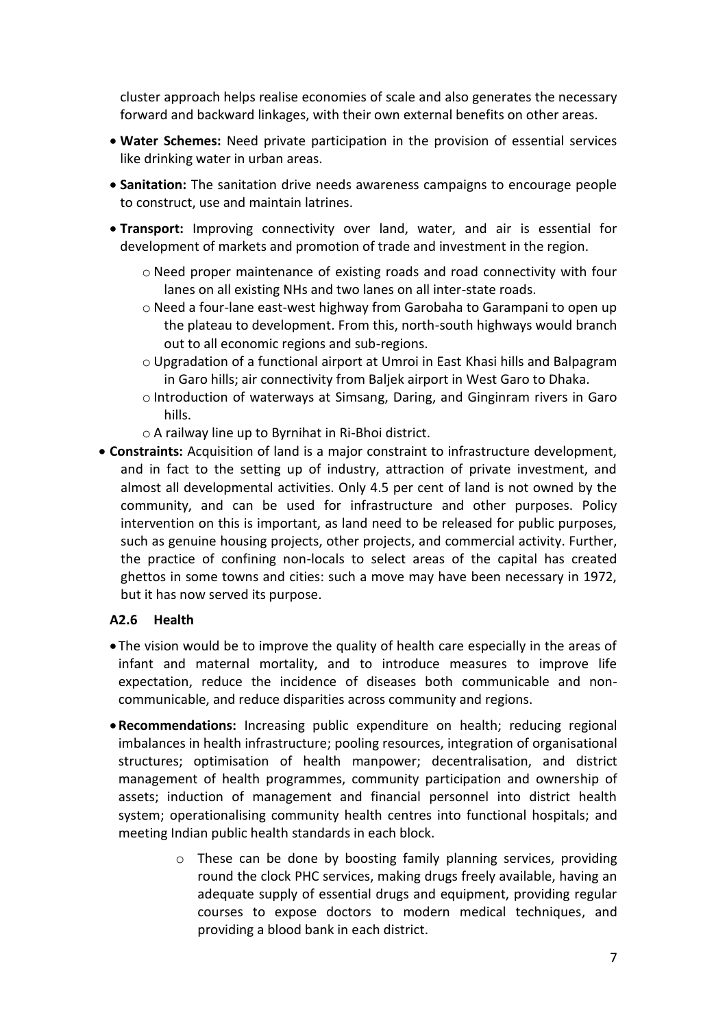cluster approach helps realise economies of scale and also generates the necessary forward and backward linkages, with their own external benefits on other areas.

- **Water Schemes:** Need private participation in the provision of essential services like drinking water in urban areas.
- **Sanitation:** The sanitation drive needs awareness campaigns to encourage people to construct, use and maintain latrines.
- **Transport:** Improving connectivity over land, water, and air is essential for development of markets and promotion of trade and investment in the region.
  - Need proper maintenance of existing roads and road connectivity with four lanes on all existing NHs and two lanes on all inter-state roads.
  - Need a four-lane east-west highway from Garobaha to Garampani to open up the plateau to development. From this, north-south highways would branch out to all economic regions and sub-regions.
  - Upgradation of a functional airport at Umroi in East Khasi hills and Balpagram in Garo hills; air connectivity from Baljek airport in West Garo to Dhaka.
  - Introduction of waterways at Simsang, Daring, and Ginginram rivers in Garo hills.
  - A railway line up to Byrnihat in Ri-Bhoi district.
- **Constraints:** Acquisition of land is a major constraint to infrastructure development, and in fact to the setting up of industry, attraction of private investment, and almost all developmental activities. Only 4.5 per cent of land is not owned by the community, and can be used for infrastructure and other purposes. Policy intervention on this is important, as land need to be released for public purposes, such as genuine housing projects, other projects, and commercial activity. Further, the practice of confining non-locals to select areas of the capital has created ghettos in some towns and cities: such a move may have been necessary in 1972, but it has now served its purpose.

### A2.6 Health

- The vision would be to improve the quality of health care especially in the areas of infant and maternal mortality, and to introduce measures to improve life expectation, reduce the incidence of diseases both communicable and non-communicable, and reduce disparities across community and regions.
- **Recommendations:** Increasing public expenditure on health; reducing regional imbalances in health infrastructure; pooling resources, integration of organisational structures; optimisation of health manpower; decentralisation, and district management of health programmes, community participation and ownership of assets; induction of management and financial personnel into district health system; operationalising community health centres into functional hospitals; and meeting Indian public health standards in each block.
  - These can be done by boosting family planning services, providing round the clock PHC services, making drugs freely available, having an adequate supply of essential drugs and equipment, providing regular courses to expose doctors to modern medical techniques, and providing a blood bank in each district.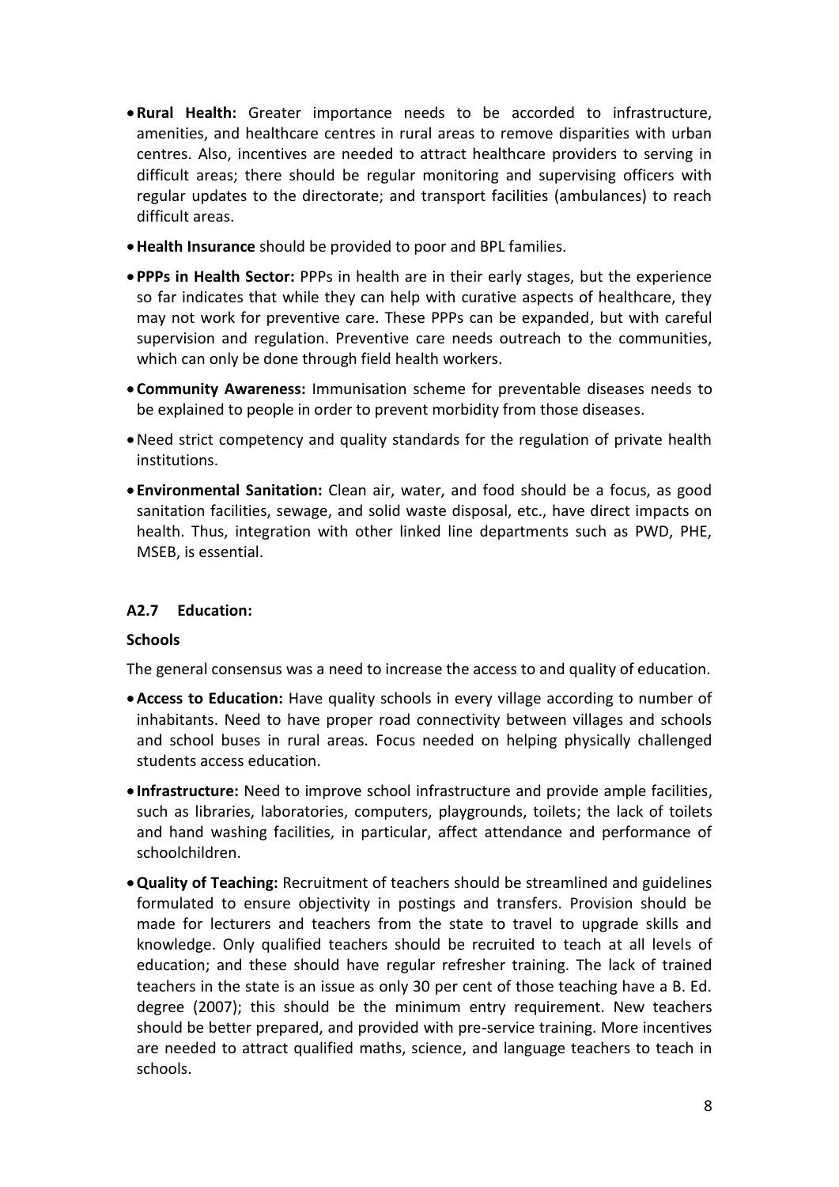- **Rural Health:** Greater importance needs to be accorded to infrastructure, amenities, and healthcare centres in rural areas to remove disparities with urban centres. Also, incentives are needed to attract healthcare providers to serving in difficult areas; there should be regular monitoring and supervising officers with regular updates to the directorate; and transport facilities (ambulances) to reach difficult areas.
- **Health Insurance** should be provided to poor and BPL families.
- **PPPs in Health Sector:** PPPs in health are in their early stages, but the experience so far indicates that while they can help with curative aspects of healthcare, they may not work for preventive care. These PPPs can be expanded, but with careful supervision and regulation. Preventive care needs outreach to the communities, which can only be done through field health workers.
- **Community Awareness:** Immunisation scheme for preventable diseases needs to be explained to people in order to prevent morbidity from those diseases.
- Need strict competency and quality standards for the regulation of private health institutions.
- **Environmental Sanitation:** Clean air, water, and food should be a focus, as good sanitation facilities, sewage, and solid waste disposal, etc., have direct impacts on health. Thus, integration with other linked line departments such as PWD, PHE, MSEB, is essential.

### A2.7 Education:

**Schools**

The general consensus was a need to increase the access to and quality of education.

- **Access to Education:** Have quality schools in every village according to number of inhabitants. Need to have proper road connectivity between villages and schools and school buses in rural areas. Focus needed on helping physically challenged students access education.
- **Infrastructure:** Need to improve school infrastructure and provide ample facilities, such as libraries, laboratories, computers, playgrounds, toilets; the lack of toilets and hand washing facilities, in particular, affect attendance and performance of schoolchildren.
- **Quality of Teaching:** Recruitment of teachers should be streamlined and guidelines formulated to ensure objectivity in postings and transfers. Provision should be made for lecturers and teachers from the state to travel to upgrade skills and knowledge. Only qualified teachers should be recruited to teach at all levels of education; and these should have regular refresher training. The lack of trained teachers in the state is an issue as only 30 per cent of those teaching have a B. Ed. degree (2007); this should be the minimum entry requirement. New teachers should be better prepared, and provided with pre-service training. More incentives are needed to attract qualified maths, science, and language teachers to teach in schools.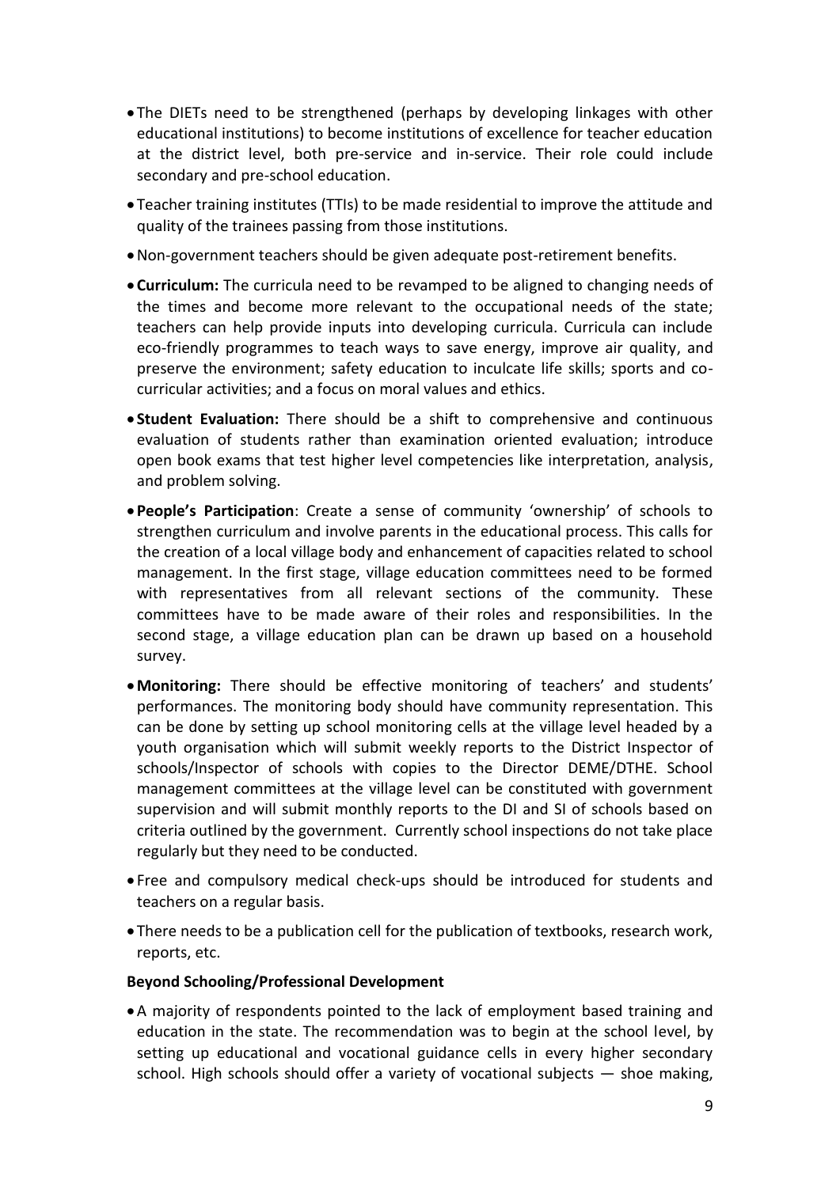- The DIETs need to be strengthened (perhaps by developing linkages with other educational institutions) to become institutions of excellence for teacher education at the district level, both pre-service and in-service. Their role could include secondary and pre-school education.
- Teacher training institutes (TTIs) to be made residential to improve the attitude and quality of the trainees passing from those institutions.
- Non-government teachers should be given adequate post-retirement benefits.
- **Curriculum:** The curricula need to be revamped to be aligned to changing needs of the times and become more relevant to the occupational needs of the state; teachers can help provide inputs into developing curricula. Curricula can include eco-friendly programmes to teach ways to save energy, improve air quality, and preserve the environment; safety education to inculcate life skills; sports and co-curricular activities; and a focus on moral values and ethics.
- **Student Evaluation:** There should be a shift to comprehensive and continuous evaluation of students rather than examination oriented evaluation; introduce open book exams that test higher level competencies like interpretation, analysis, and problem solving.
- **People's Participation**: Create a sense of community 'ownership' of schools to strengthen curriculum and involve parents in the educational process. This calls for the creation of a local village body and enhancement of capacities related to school management. In the first stage, village education committees need to be formed with representatives from all relevant sections of the community. These committees have to be made aware of their roles and responsibilities. In the second stage, a village education plan can be drawn up based on a household survey.
- **Monitoring:** There should be effective monitoring of teachers' and students' performances. The monitoring body should have community representation. This can be done by setting up school monitoring cells at the village level headed by a youth organisation which will submit weekly reports to the District Inspector of schools/Inspector of schools with copies to the Director DEME/DTHE. School management committees at the village level can be constituted with government supervision and will submit monthly reports to the DI and SI of schools based on criteria outlined by the government. Currently school inspections do not take place regularly but they need to be conducted.
- Free and compulsory medical check-ups should be introduced for students and teachers on a regular basis.
- There needs to be a publication cell for the publication of textbooks, research work, reports, etc.

**Beyond Schooling/Professional Development**

- A majority of respondents pointed to the lack of employment based training and education in the state. The recommendation was to begin at the school level, by setting up educational and vocational guidance cells in every higher secondary school. High schools should offer a variety of vocational subjects — shoe making,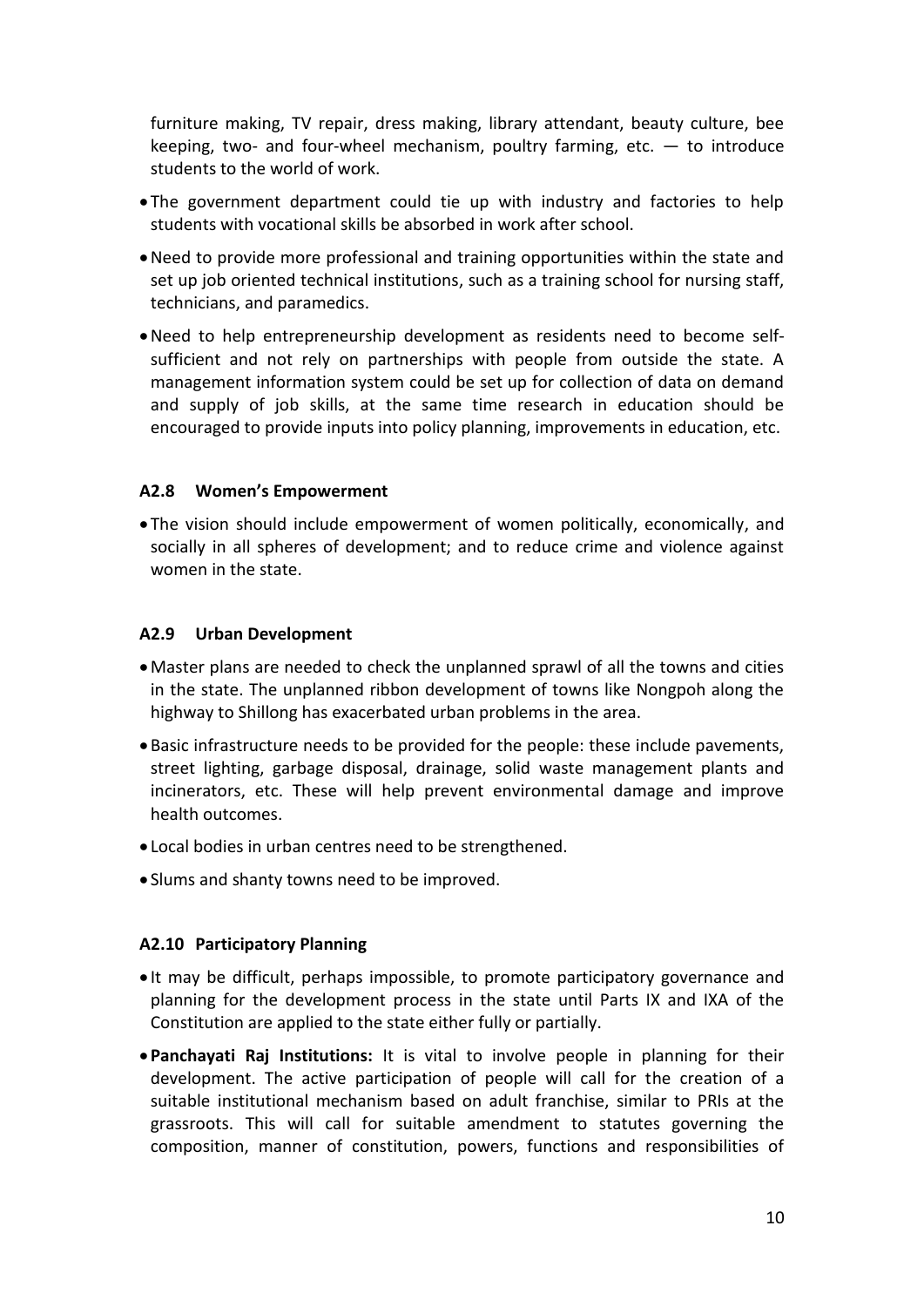furniture making, TV repair, dress making, library attendant, beauty culture, bee keeping, two- and four-wheel mechanism, poultry farming, etc. — to introduce students to the world of work.

- The government department could tie up with industry and factories to help students with vocational skills be absorbed in work after school.
- Need to provide more professional and training opportunities within the state and set up job oriented technical institutions, such as a training school for nursing staff, technicians, and paramedics.
- Need to help entrepreneurship development as residents need to become self-sufficient and not rely on partnerships with people from outside the state. A management information system could be set up for collection of data on demand and supply of job skills, at the same time research in education should be encouraged to provide inputs into policy planning, improvements in education, etc.

### A2.8 Women's Empowerment

- The vision should include empowerment of women politically, economically, and socially in all spheres of development; and to reduce crime and violence against women in the state.

### A2.9 Urban Development

- Master plans are needed to check the unplanned sprawl of all the towns and cities in the state. The unplanned ribbon development of towns like Nongpoh along the highway to Shillong has exacerbated urban problems in the area.
- Basic infrastructure needs to be provided for the people: these include pavements, street lighting, garbage disposal, drainage, solid waste management plants and incinerators, etc. These will help prevent environmental damage and improve health outcomes.
- Local bodies in urban centres need to be strengthened.
- Slums and shanty towns need to be improved.

### A2.10 Participatory Planning

- It may be difficult, perhaps impossible, to promote participatory governance and planning for the development process in the state until Parts IX and IXA of the Constitution are applied to the state either fully or partially.
- **Panchayati Raj Institutions:** It is vital to involve people in planning for their development. The active participation of people will call for the creation of a suitable institutional mechanism based on adult franchise, similar to PRIs at the grassroots. This will call for suitable amendment to statutes governing the composition, manner of constitution, powers, functions and responsibilities of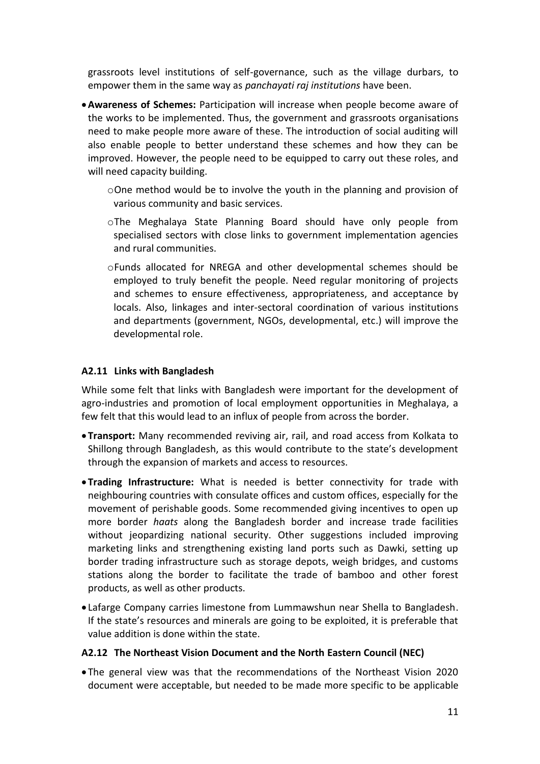grassroots level institutions of self-governance, such as the village durbars, to empower them in the same way as *panchayati raj institutions* have been.

- **Awareness of Schemes:** Participation will increase when people become aware of the works to be implemented. Thus, the government and grassroots organisations need to make people more aware of these. The introduction of social auditing will also enable people to better understand these schemes and how they can be improved. However, the people need to be equipped to carry out these roles, and will need capacity building.
  - One method would be to involve the youth in the planning and provision of various community and basic services.
  - The Meghalaya State Planning Board should have only people from specialised sectors with close links to government implementation agencies and rural communities.
  - Funds allocated for NREGA and other developmental schemes should be employed to truly benefit the people. Need regular monitoring of projects and schemes to ensure effectiveness, appropriateness, and acceptance by locals. Also, linkages and inter-sectoral coordination of various institutions and departments (government, NGOs, developmental, etc.) will improve the developmental role.

### A2.11 Links with Bangladesh

While some felt that links with Bangladesh were important for the development of agro-industries and promotion of local employment opportunities in Meghalaya, a few felt that this would lead to an influx of people from across the border.

- **Transport:** Many recommended reviving air, rail, and road access from Kolkata to Shillong through Bangladesh, as this would contribute to the state's development through the expansion of markets and access to resources.
- **Trading Infrastructure:** What is needed is better connectivity for trade with neighbouring countries with consulate offices and custom offices, especially for the movement of perishable goods. Some recommended giving incentives to open up more border *haats* along the Bangladesh border and increase trade facilities without jeopardizing national security. Other suggestions included improving marketing links and strengthening existing land ports such as Dawki, setting up border trading infrastructure such as storage depots, weigh bridges, and customs stations along the border to facilitate the trade of bamboo and other forest products, as well as other products.
- Lafarge Company carries limestone from Lummawshun near Shella to Bangladesh. If the state's resources and minerals are going to be exploited, it is preferable that value addition is done within the state.

### A2.12 The Northeast Vision Document and the North Eastern Council (NEC)

- The general view was that the recommendations of the Northeast Vision 2020 document were acceptable, but needed to be made more specific to be applicable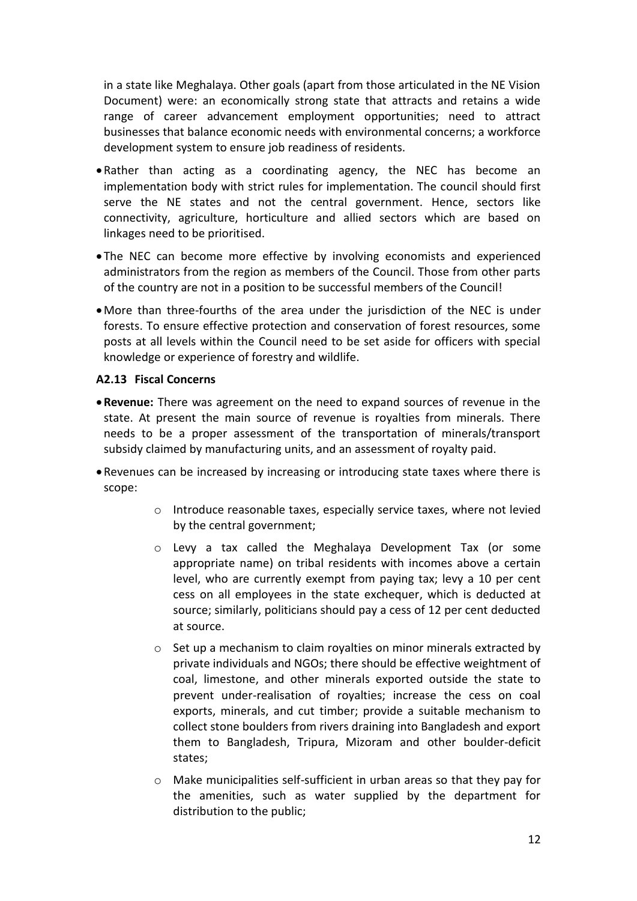in a state like Meghalaya. Other goals (apart from those articulated in the NE Vision Document) were: an economically strong state that attracts and retains a wide range of career advancement employment opportunities; need to attract businesses that balance economic needs with environmental concerns; a workforce development system to ensure job readiness of residents.

- Rather than acting as a coordinating agency, the NEC has become an implementation body with strict rules for implementation. The council should first serve the NE states and not the central government. Hence, sectors like connectivity, agriculture, horticulture and allied sectors which are based on linkages need to be prioritised.
- The NEC can become more effective by involving economists and experienced administrators from the region as members of the Council. Those from other parts of the country are not in a position to be successful members of the Council!
- More than three-fourths of the area under the jurisdiction of the NEC is under forests. To ensure effective protection and conservation of forest resources, some posts at all levels within the Council need to be set aside for officers with special knowledge or experience of forestry and wildlife.

### A2.13 Fiscal Concerns

- **Revenue:** There was agreement on the need to expand sources of revenue in the state. At present the main source of revenue is royalties from minerals. There needs to be a proper assessment of the transportation of minerals/transport subsidy claimed by manufacturing units, and an assessment of royalty paid.
- Revenues can be increased by increasing or introducing state taxes where there is scope:
  - Introduce reasonable taxes, especially service taxes, where not levied by the central government;
  - Levy a tax called the Meghalaya Development Tax (or some appropriate name) on tribal residents with incomes above a certain level, who are currently exempt from paying tax; levy a 10 per cent cess on all employees in the state exchequer, which is deducted at source; similarly, politicians should pay a cess of 12 per cent deducted at source.
  - Set up a mechanism to claim royalties on minor minerals extracted by private individuals and NGOs; there should be effective weightment of coal, limestone, and other minerals exported outside the state to prevent under-realisation of royalties; increase the cess on coal exports, minerals, and cut timber; provide a suitable mechanism to collect stone boulders from rivers draining into Bangladesh and export them to Bangladesh, Tripura, Mizoram and other boulder-deficit states;
  - Make municipalities self-sufficient in urban areas so that they pay for the amenities, such as water supplied by the department for distribution to the public;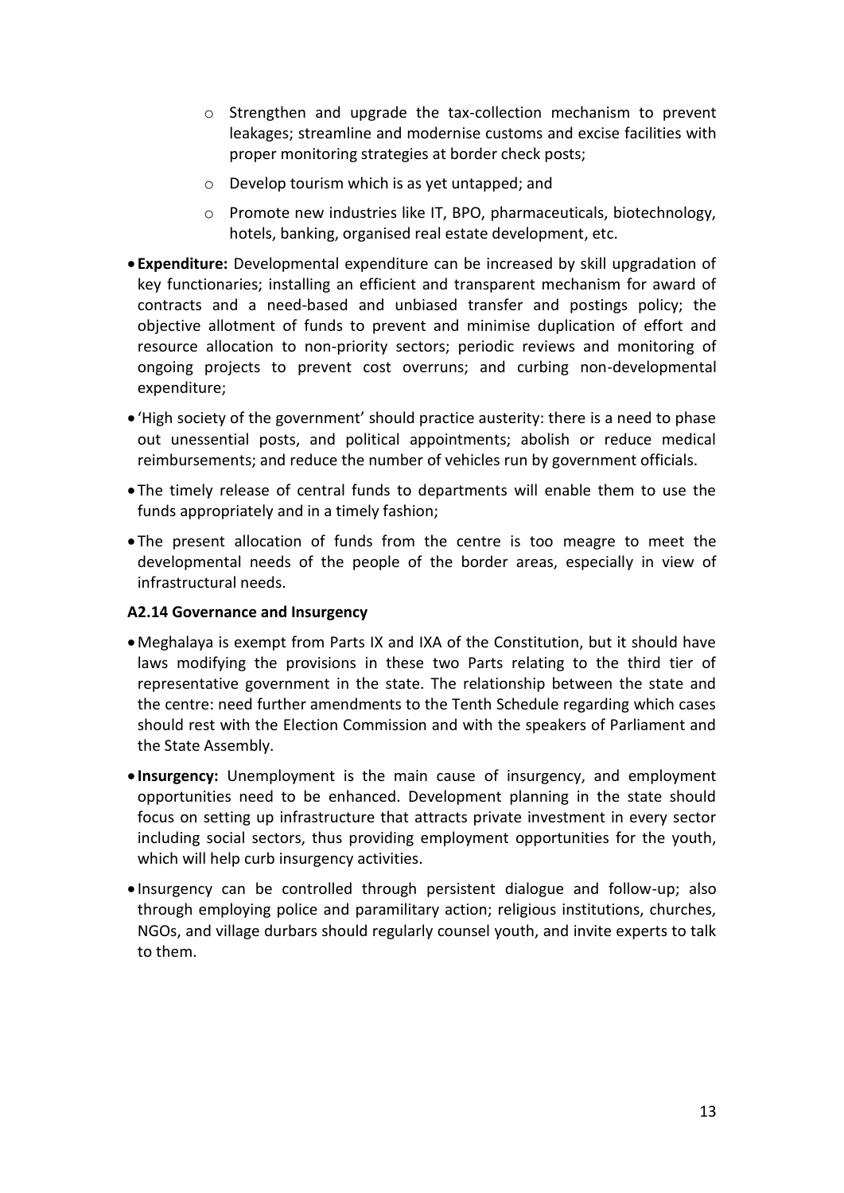- Strengthen and upgrade the tax-collection mechanism to prevent leakages; streamline and modernise customs and excise facilities with proper monitoring strategies at border check posts;
  - Develop tourism which is as yet untapped; and
  - Promote new industries like IT, BPO, pharmaceuticals, biotechnology, hotels, banking, organised real estate development, etc.
- **Expenditure:** Developmental expenditure can be increased by skill upgradation of key functionaries; installing an efficient and transparent mechanism for award of contracts and a need-based and unbiased transfer and postings policy; the objective allotment of funds to prevent and minimise duplication of effort and resource allocation to non-priority sectors; periodic reviews and monitoring of ongoing projects to prevent cost overruns; and curbing non-developmental expenditure;
- 'High society of the government' should practice austerity: there is a need to phase out unessential posts, and political appointments; abolish or reduce medical reimbursements; and reduce the number of vehicles run by government officials.
- The timely release of central funds to departments will enable them to use the funds appropriately and in a timely fashion;
- The present allocation of funds from the centre is too meagre to meet the developmental needs of the people of the border areas, especially in view of infrastructural needs.

### A2.14 Governance and Insurgency

- Meghalaya is exempt from Parts IX and IXA of the Constitution, but it should have laws modifying the provisions in these two Parts relating to the third tier of representative government in the state. The relationship between the state and the centre: need further amendments to the Tenth Schedule regarding which cases should rest with the Election Commission and with the speakers of Parliament and the State Assembly.
- **Insurgency:** Unemployment is the main cause of insurgency, and employment opportunities need to be enhanced. Development planning in the state should focus on setting up infrastructure that attracts private investment in every sector including social sectors, thus providing employment opportunities for the youth, which will help curb insurgency activities.
- Insurgency can be controlled through persistent dialogue and follow-up; also through employing police and paramilitary action; religious institutions, churches, NGOs, and village durbars should regularly counsel youth, and invite experts to talk to them.